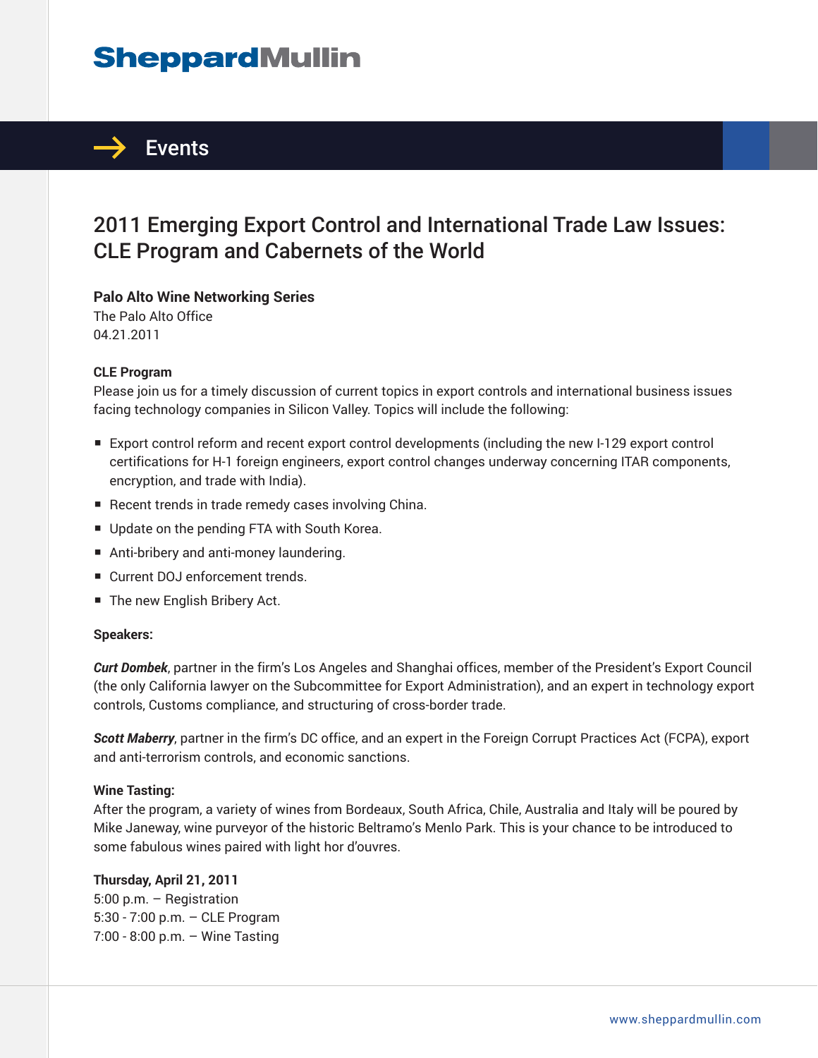SheppardMullin

Events

# 2011 Emerging Export Control and International Trade Law Issues: CLE Program and Cabernets of the World

**Palo Alto Wine Networking Series**
The Palo Alto Office
04.21.2011

**CLE Program**
Please join us for a timely discussion of current topics in export controls and international business issues facing technology companies in Silicon Valley. Topics will include the following:

- Export control reform and recent export control developments (including the new I-129 export control certifications for H-1 foreign engineers, export control changes underway concerning ITAR components, encryption, and trade with India).
- Recent trends in trade remedy cases involving China.
- Update on the pending FTA with South Korea.
- Anti-bribery and anti-money laundering.
- Current DOJ enforcement trends.
- The new English Bribery Act.

**Speakers:**

***Curt Dombek***, partner in the firm's Los Angeles and Shanghai offices, member of the President's Export Council (the only California lawyer on the Subcommittee for Export Administration), and an expert in technology export controls, Customs compliance, and structuring of cross-border trade.

***Scott Maberry***, partner in the firm's DC office, and an expert in the Foreign Corrupt Practices Act (FCPA), export and anti-terrorism controls, and economic sanctions.

**Wine Tasting:**
After the program, a variety of wines from Bordeaux, South Africa, Chile, Australia and Italy will be poured by Mike Janeway, wine purveyor of the historic Beltramo's Menlo Park. This is your chance to be introduced to some fabulous wines paired with light hor d'ouvres.

**Thursday, April 21, 2011**
5:00 p.m. – Registration
5:30 - 7:00 p.m. – CLE Program
7:00 - 8:00 p.m. – Wine Tasting

www.sheppardmullin.com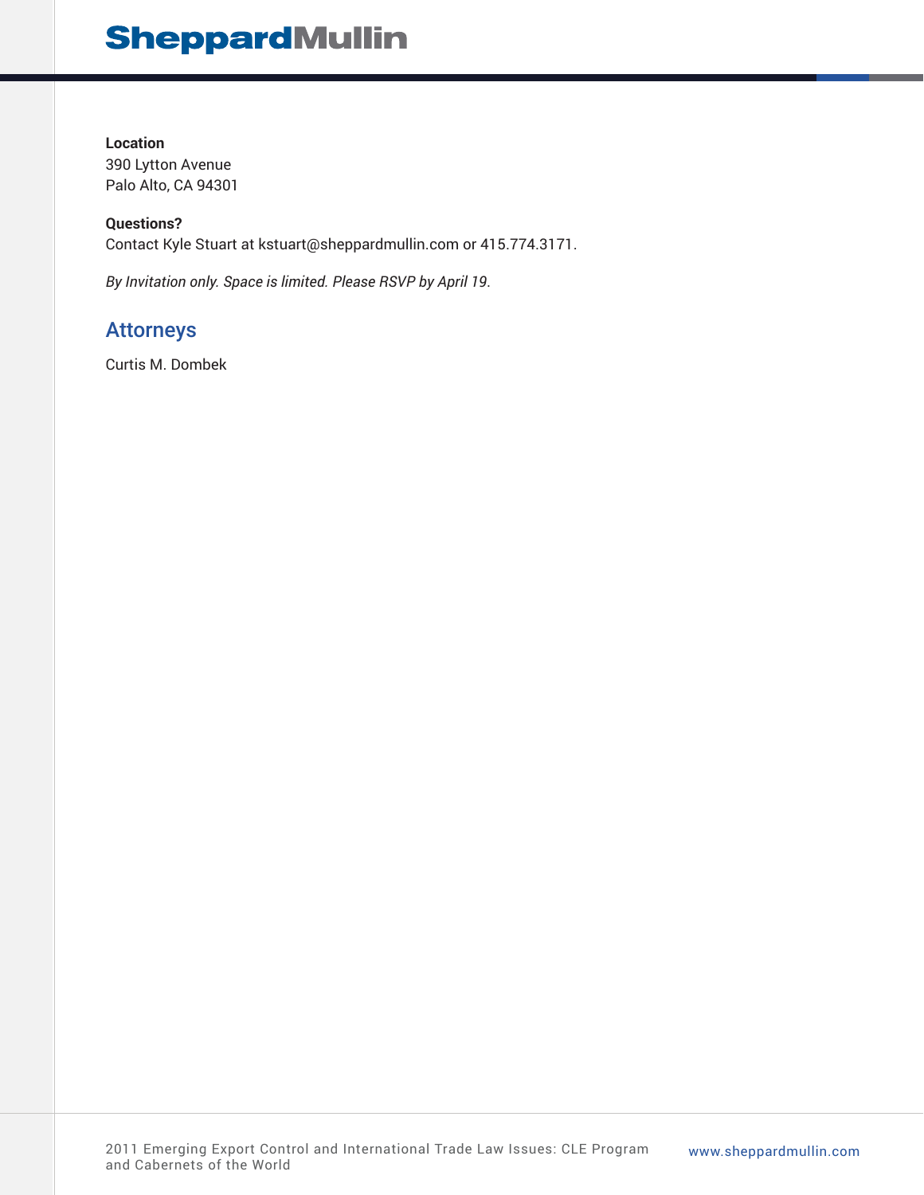**Location**
390 Lytton Avenue
Palo Alto, CA 94301

**Questions?**
Contact Kyle Stuart at kstuart@sheppardmullin.com or 415.774.3171.

*By Invitation only. Space is limited. Please RSVP by April 19.*

## Attorneys

Curtis M. Dombek